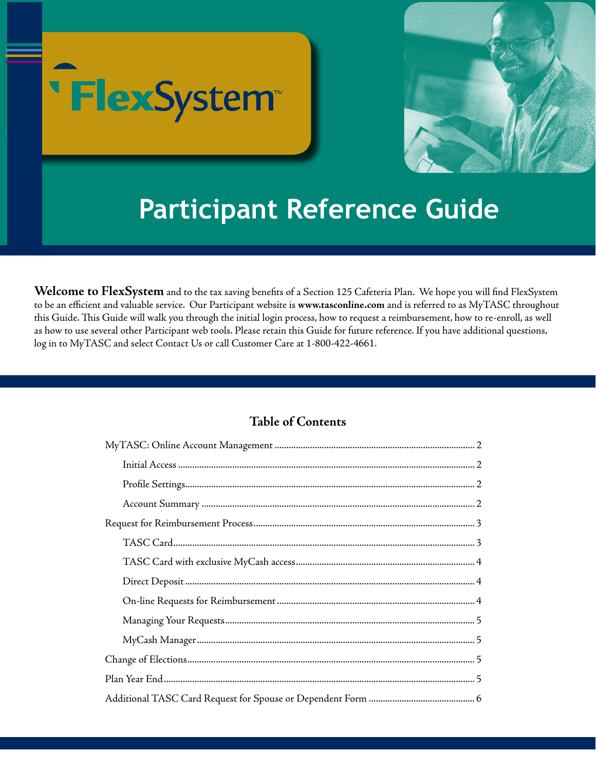# FlexSystem™

## Participant Reference Guide

**Welcome to FlexSystem** and to the tax saving benefits of a Section 125 Cafeteria Plan. We hope you will find FlexSystem to be an efficient and valuable service. Our Participant website is **www.tasconline.com** and is referred to as MyTASC throughout this Guide. This Guide will walk you through the initial login process, how to request a reimbursement, how to re-enroll, as well as how to use several other Participant web tools. Please retain this Guide for future reference. If you have additional questions, log in to MyTASC and select Contact Us or call Customer Care at 1-800-422-4661.

## Table of Contents

- MyTASC: Online Account Management ..... 2
  - Initial Access ..... 2
  - Profile Settings ..... 2
  - Account Summary ..... 2
- Request for Reimbursement Process ..... 3
  - TASC Card ..... 3
  - TASC Card with exclusive MyCash access ..... 4
  - Direct Deposit ..... 4
  - On-line Requests for Reimbursement ..... 4
  - Managing Your Requests ..... 5
  - MyCash Manager ..... 5
- Change of Elections ..... 5
- Plan Year End ..... 5
- Additional TASC Card Request for Spouse or Dependent Form ..... 6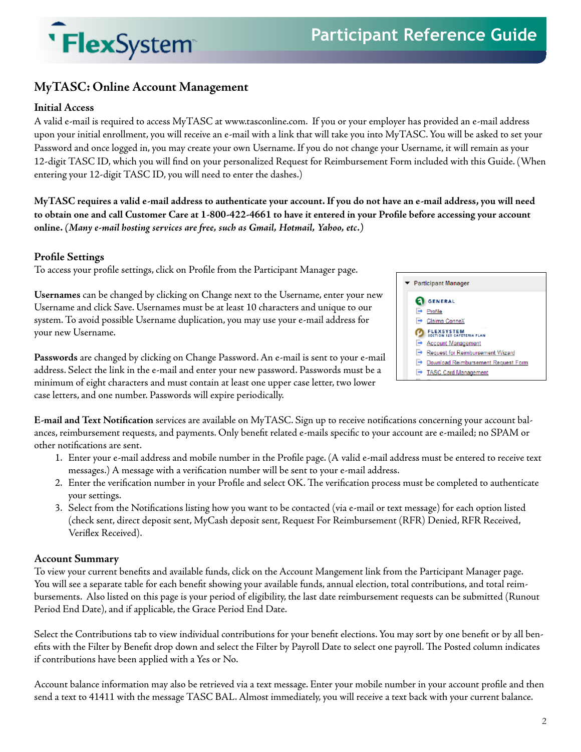## MyTASC: Online Account Management

### Initial Access

A valid e-mail is required to access MyTASC at www.tasconline.com. If you or your employer has provided an e-mail address upon your initial enrollment, you will receive an e-mail with a link that will take you into MyTASC. You will be asked to set your Password and once logged in, you may create your own Username. If you do not change your Username, it will remain as your 12-digit TASC ID, which you will find on your personalized Request for Reimbursement Form included with this Guide. (When entering your 12-digit TASC ID, you will need to enter the dashes.)

**MyTASC requires a valid e-mail address to authenticate your account. If you do not have an e-mail address, you will need to obtain one and call Customer Care at 1-800-422-4661 to have it entered in your Profile before accessing your account online.** ***(Many e-mail hosting services are free, such as Gmail, Hotmail, Yahoo, etc.)***

### Profile Settings

To access your profile settings, click on Profile from the Participant Manager page.

Participant Manager
- GENERAL
  - Profile
  - Claims ConneX
- FLEXSYSTEM SECTION 125 CAFETERIA PLAN
  - Account Management
  - Request for Reimbursement Wizard
  - Download Reimbursement Request Form
  - TASC Card Management

**Usernames** can be changed by clicking on Change next to the Username, enter your new Username and click Save. Usernames must be at least 10 characters and unique to our system. To avoid possible Username duplication, you may use your e-mail address for your new Username.

**Passwords** are changed by clicking on Change Password. An e-mail is sent to your e-mail address. Select the link in the e-mail and enter your new password. Passwords must be a minimum of eight characters and must contain at least one upper case letter, two lower case letters, and one number. Passwords will expire periodically.

**E-mail and Text Notification** services are available on MyTASC. Sign up to receive notifications concerning your account balances, reimbursement requests, and payments. Only benefit related e-mails specific to your account are e-mailed; no SPAM or other notifications are sent.

1. Enter your e-mail address and mobile number in the Profile page. (A valid e-mail address must be entered to receive text messages.) A message with a verification number will be sent to your e-mail address.
2. Enter the verification number in your Profile and select OK. The verification process must be completed to authenticate your settings.
3. Select from the Notifications listing how you want to be contacted (via e-mail or text message) for each option listed (check sent, direct deposit sent, MyCash deposit sent, Request For Reimbursement (RFR) Denied, RFR Received, Veriflex Received).

### Account Summary

To view your current benefits and available funds, click on the Account Mangement link from the Participant Manager page. You will see a separate table for each benefit showing your available funds, annual election, total contributions, and total reimbursements. Also listed on this page is your period of eligibility, the last date reimbursement requests can be submitted (Runout Period End Date), and if applicable, the Grace Period End Date.

Select the Contributions tab to view individual contributions for your benefit elections. You may sort by one benefit or by all benefits with the Filter by Benefit drop down and select the Filter by Payroll Date to select one payroll. The Posted column indicates if contributions have been applied with a Yes or No.

Account balance information may also be retrieved via a text message. Enter your mobile number in your account profile and then send a text to 41411 with the message TASC BAL. Almost immediately, you will receive a text back with your current balance.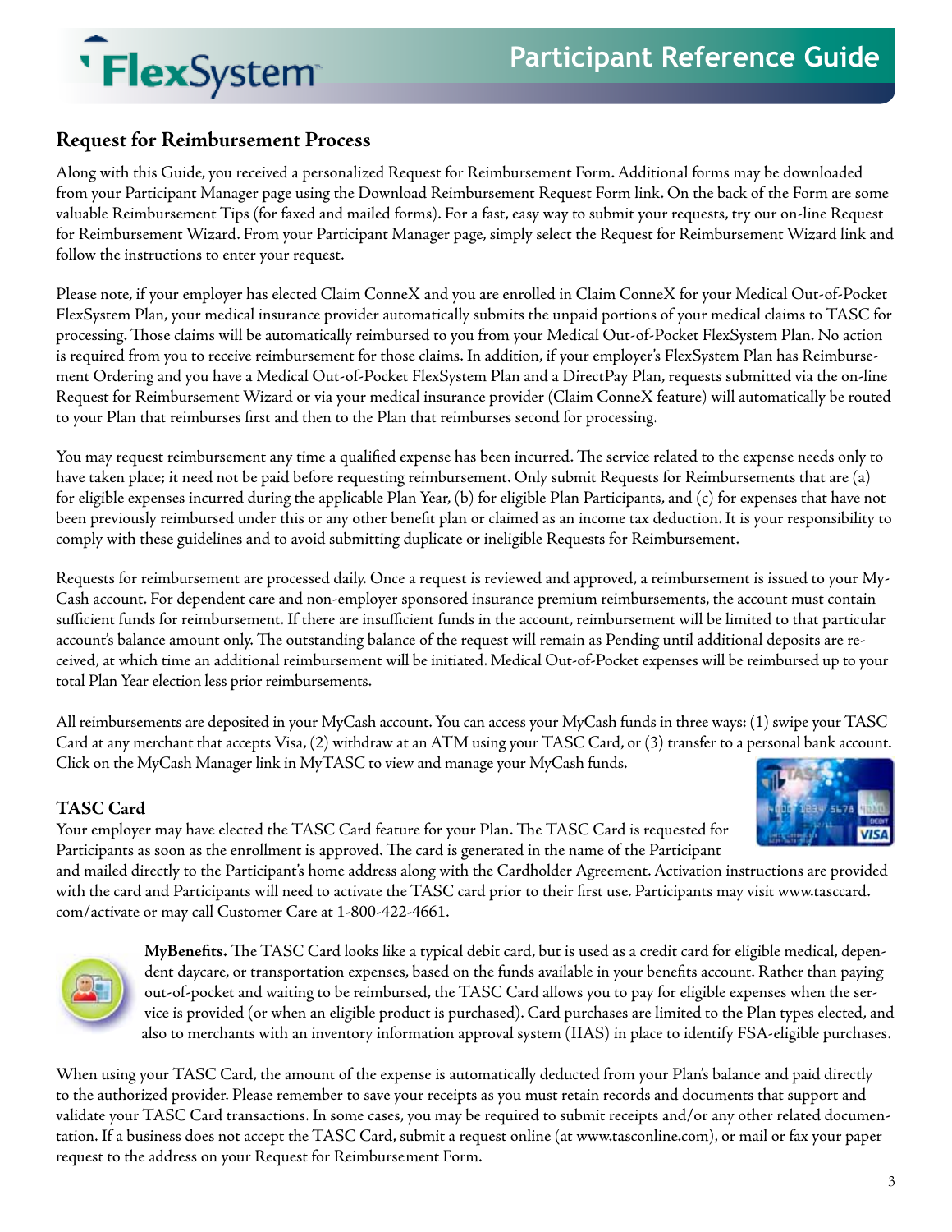## Request for Reimbursement Process

Along with this Guide, you received a personalized Request for Reimbursement Form. Additional forms may be downloaded from your Participant Manager page using the Download Reimbursement Request Form link. On the back of the Form are some valuable Reimbursement Tips (for faxed and mailed forms). For a fast, easy way to submit your requests, try our on-line Request for Reimbursement Wizard. From your Participant Manager page, simply select the Request for Reimbursement Wizard link and follow the instructions to enter your request.

Please note, if your employer has elected Claim ConneX and you are enrolled in Claim ConneX for your Medical Out-of-Pocket FlexSystem Plan, your medical insurance provider automatically submits the unpaid portions of your medical claims to TASC for processing. Those claims will be automatically reimbursed to you from your Medical Out-of-Pocket FlexSystem Plan. No action is required from you to receive reimbursement for those claims. In addition, if your employer's FlexSystem Plan has Reimbursement Ordering and you have a Medical Out-of-Pocket FlexSystem Plan and a DirectPay Plan, requests submitted via the on-line Request for Reimbursement Wizard or via your medical insurance provider (Claim ConneX feature) will automatically be routed to your Plan that reimburses first and then to the Plan that reimburses second for processing.

You may request reimbursement any time a qualified expense has been incurred. The service related to the expense needs only to have taken place; it need not be paid before requesting reimbursement. Only submit Requests for Reimbursements that are (a) for eligible expenses incurred during the applicable Plan Year, (b) for eligible Plan Participants, and (c) for expenses that have not been previously reimbursed under this or any other benefit plan or claimed as an income tax deduction. It is your responsibility to comply with these guidelines and to avoid submitting duplicate or ineligible Requests for Reimbursement.

Requests for reimbursement are processed daily. Once a request is reviewed and approved, a reimbursement is issued to your MyCash account. For dependent care and non-employer sponsored insurance premium reimbursements, the account must contain sufficient funds for reimbursement. If there are insufficient funds in the account, reimbursement will be limited to that particular account's balance amount only. The outstanding balance of the request will remain as Pending until additional deposits are received, at which time an additional reimbursement will be initiated. Medical Out-of-Pocket expenses will be reimbursed up to your total Plan Year election less prior reimbursements.

All reimbursements are deposited in your MyCash account. You can access your MyCash funds in three ways: (1) swipe your TASC Card at any merchant that accepts Visa, (2) withdraw at an ATM using your TASC Card, or (3) transfer to a personal bank account. Click on the MyCash Manager link in MyTASC to view and manage your MyCash funds.

## TASC Card

Your employer may have elected the TASC Card feature for your Plan. The TASC Card is requested for Participants as soon as the enrollment is approved. The card is generated in the name of the Participant and mailed directly to the Participant's home address along with the Cardholder Agreement. Activation instructions are provided with the card and Participants will need to activate the TASC card prior to their first use. Participants may visit www.tasccard.com/activate or may call Customer Care at 1-800-422-4661.

**MyBenefits.** The TASC Card looks like a typical debit card, but is used as a credit card for eligible medical, dependent daycare, or transportation expenses, based on the funds available in your benefits account. Rather than paying out-of-pocket and waiting to be reimbursed, the TASC Card allows you to pay for eligible expenses when the service is provided (or when an eligible product is purchased). Card purchases are limited to the Plan types elected, and also to merchants with an inventory information approval system (IIAS) in place to identify FSA-eligible purchases.

When using your TASC Card, the amount of the expense is automatically deducted from your Plan's balance and paid directly to the authorized provider. Please remember to save your receipts as you must retain records and documents that support and validate your TASC Card transactions. In some cases, you may be required to submit receipts and/or any other related documentation. If a business does not accept the TASC Card, submit a request online (at www.tasconline.com), or mail or fax your paper request to the address on your Request for Reimbursement Form.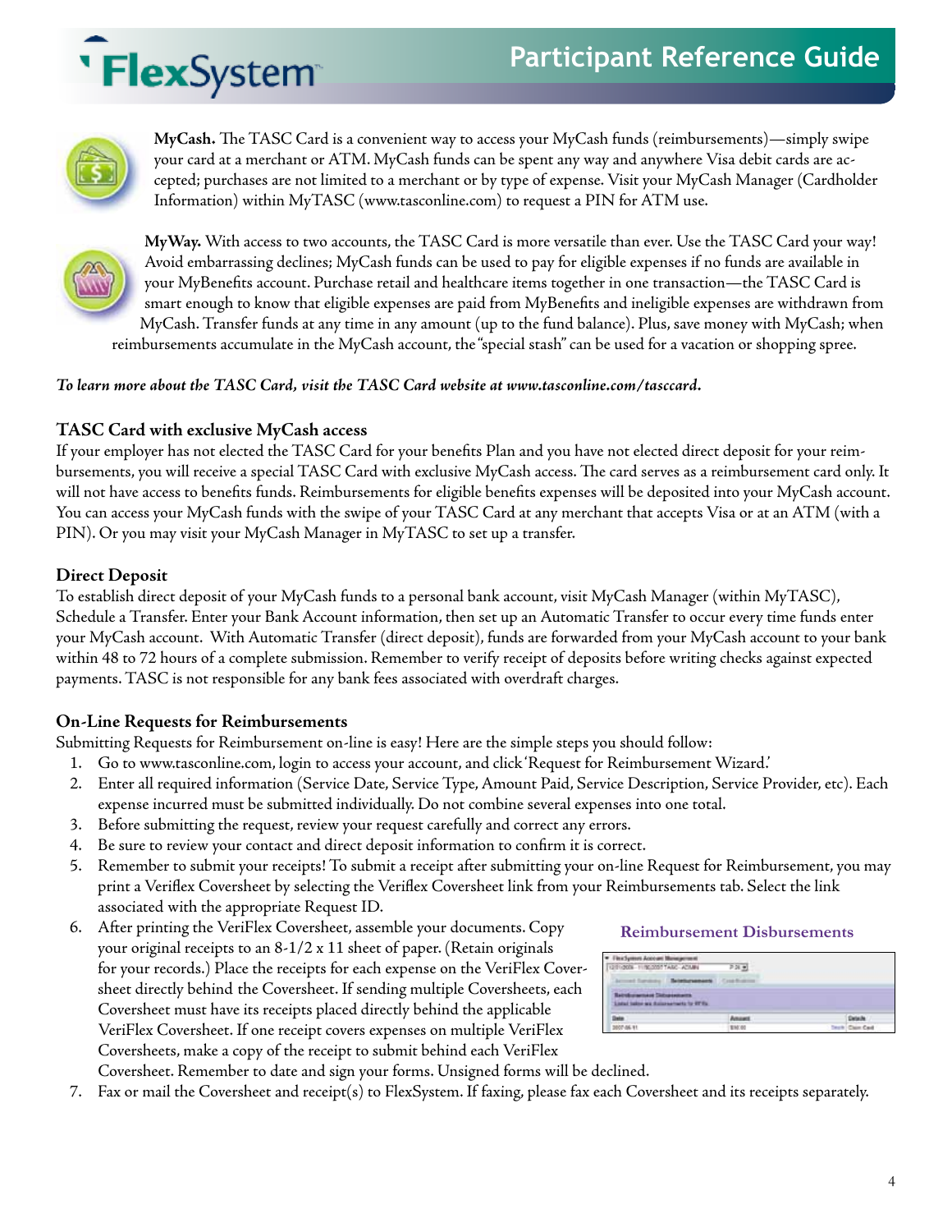**MyCash.** The TASC Card is a convenient way to access your MyCash funds (reimbursements)—simply swipe your card at a merchant or ATM. MyCash funds can be spent any way and anywhere Visa debit cards are accepted; purchases are not limited to a merchant or by type of expense. Visit your MyCash Manager (Cardholder Information) within MyTASC (www.tasconline.com) to request a PIN for ATM use.

**MyWay.** With access to two accounts, the TASC Card is more versatile than ever. Use the TASC Card your way! Avoid embarrassing declines; MyCash funds can be used to pay for eligible expenses if no funds are available in your MyBenefits account. Purchase retail and healthcare items together in one transaction—the TASC Card is smart enough to know that eligible expenses are paid from MyBenefits and ineligible expenses are withdrawn from MyCash. Transfer funds at any time in any amount (up to the fund balance). Plus, save money with MyCash; when reimbursements accumulate in the MyCash account, the "special stash" can be used for a vacation or shopping spree.

***To learn more about the TASC Card, visit the TASC Card website at www.tasconline.com/tasccard.***

### TASC Card with exclusive MyCash access

If your employer has not elected the TASC Card for your benefits Plan and you have not elected direct deposit for your reimbursements, you will receive a special TASC Card with exclusive MyCash access. The card serves as a reimbursement card only. It will not have access to benefits funds. Reimbursements for eligible benefits expenses will be deposited into your MyCash account. You can access your MyCash funds with the swipe of your TASC Card at any merchant that accepts Visa or at an ATM (with a PIN). Or you may visit your MyCash Manager in MyTASC to set up a transfer.

### Direct Deposit

To establish direct deposit of your MyCash funds to a personal bank account, visit MyCash Manager (within MyTASC), Schedule a Transfer. Enter your Bank Account information, then set up an Automatic Transfer to occur every time funds enter your MyCash account. With Automatic Transfer (direct deposit), funds are forwarded from your MyCash account to your bank within 48 to 72 hours of a complete submission. Remember to verify receipt of deposits before writing checks against expected payments. TASC is not responsible for any bank fees associated with overdraft charges.

### On-Line Requests for Reimbursements

Submitting Requests for Reimbursement on-line is easy! Here are the simple steps you should follow:

1. Go to www.tasconline.com, login to access your account, and click 'Request for Reimbursement Wizard.'
2. Enter all required information (Service Date, Service Type, Amount Paid, Service Description, Service Provider, etc). Each expense incurred must be submitted individually. Do not combine several expenses into one total.
3. Before submitting the request, review your request carefully and correct any errors.
4. Be sure to review your contact and direct deposit information to confirm it is correct.
5. Remember to submit your receipts! To submit a receipt after submitting your on-line Request for Reimbursement, you may print a Veriflex Coversheet by selecting the Veriflex Coversheet link from your Reimbursements tab. Select the link associated with the appropriate Request ID.
6. After printing the VeriFlex Coversheet, assemble your documents. Copy your original receipts to an 8-1/2 x 11 sheet of paper. (Retain originals for your records.) Place the receipts for each expense on the VeriFlex Coversheet directly behind the Coversheet. If sending multiple Coversheets, each Coversheet must have its receipts placed directly behind the applicable VeriFlex Coversheet. If one receipt covers expenses on multiple VeriFlex Coversheets, make a copy of the receipt to submit behind each VeriFlex Coversheet. Remember to date and sign your forms. Unsigned forms will be declined.
7. Fax or mail the Coversheet and receipt(s) to FlexSystem. If faxing, please fax each Coversheet and its receipts separately.

**Reimbursement Disbursements**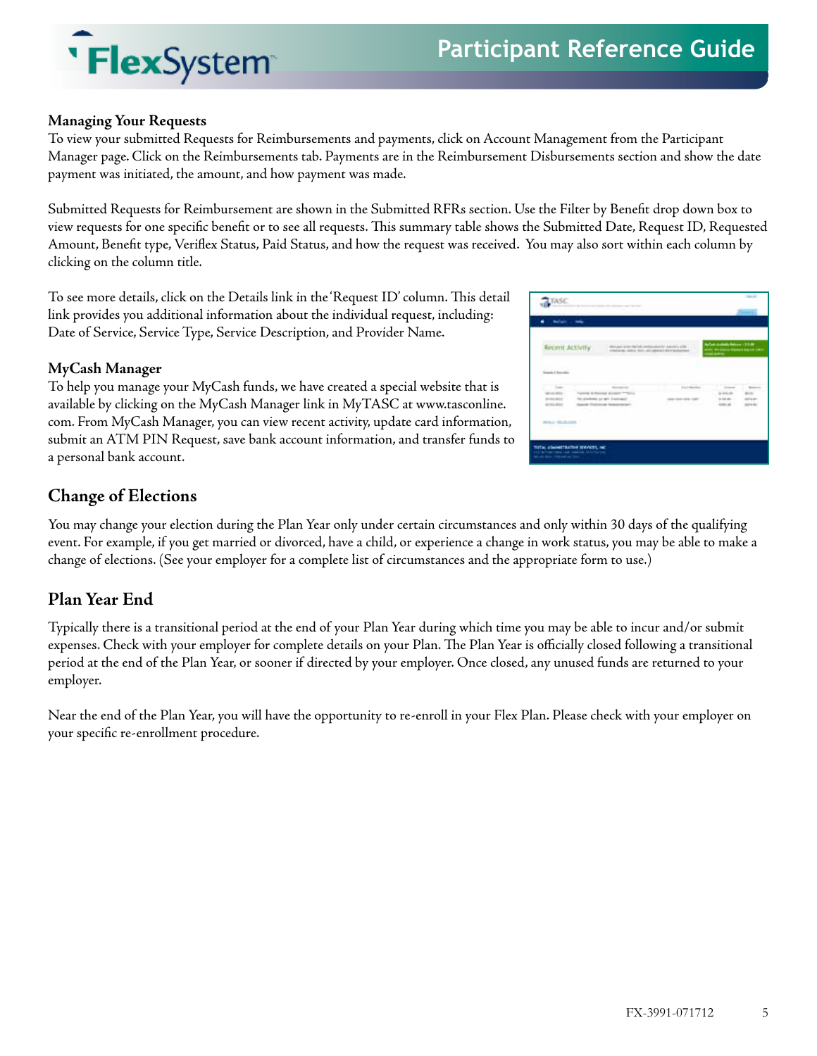### Managing Your Requests

To view your submitted Requests for Reimbursements and payments, click on Account Management from the Participant Manager page. Click on the Reimbursements tab. Payments are in the Reimbursement Disbursements section and show the date payment was initiated, the amount, and how payment was made.

Submitted Requests for Reimbursement are shown in the Submitted RFRs section. Use the Filter by Benefit drop down box to view requests for one specific benefit or to see all requests. This summary table shows the Submitted Date, Request ID, Requested Amount, Benefit type, Veriflex Status, Paid Status, and how the request was received. You may also sort within each column by clicking on the column title.

To see more details, click on the Details link in the 'Request ID' column. This detail link provides you additional information about the individual request, including: Date of Service, Service Type, Service Description, and Provider Name.

### MyCash Manager

To help you manage your MyCash funds, we have created a special website that is available by clicking on the MyCash Manager link in MyTASC at www.tasconline.com. From MyCash Manager, you can view recent activity, update card information, submit an ATM PIN Request, save bank account information, and transfer funds to a personal bank account.

## Change of Elections

You may change your election during the Plan Year only under certain circumstances and only within 30 days of the qualifying event. For example, if you get married or divorced, have a child, or experience a change in work status, you may be able to make a change of elections. (See your employer for a complete list of circumstances and the appropriate form to use.)

## Plan Year End

Typically there is a transitional period at the end of your Plan Year during which time you may be able to incur and/or submit expenses. Check with your employer for complete details on your Plan. The Plan Year is officially closed following a transitional period at the end of the Plan Year, or sooner if directed by your employer. Once closed, any unused funds are returned to your employer.

Near the end of the Plan Year, you will have the opportunity to re-enroll in your Flex Plan. Please check with your employer on your specific re-enrollment procedure.

FX-3991-071712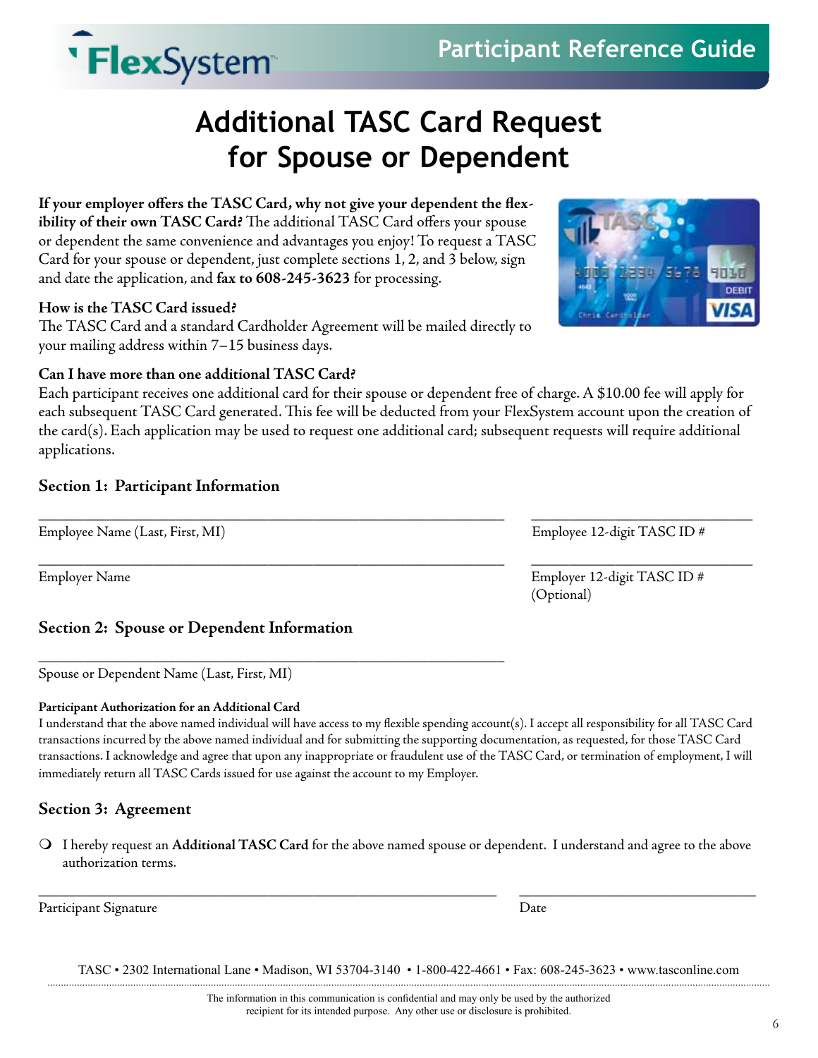# Additional TASC Card Request for Spouse or Dependent

**If your employer offers the TASC Card, why not give your dependent the flexibility of their own TASC Card?** The additional TASC Card offers your spouse or dependent the same convenience and advantages you enjoy! To request a TASC Card for your spouse or dependent, just complete sections 1, 2, and 3 below, sign and date the application, and **fax to 608-245-3623** for processing.

**How is the TASC Card issued?**
The TASC Card and a standard Cardholder Agreement will be mailed directly to your mailing address within 7–15 business days.

**Can I have more than one additional TASC Card?**
Each participant receives one additional card for their spouse or dependent free of charge. A $10.00 fee will apply for each subsequent TASC Card generated. This fee will be deducted from your FlexSystem account upon the creation of the card(s). Each application may be used to request one additional card; subsequent requests will require additional applications.

## Section 1: Participant Information

______________________________ Employee Name (Last, First, MI)

______________________________ Employee 12-digit TASC ID #

______________________________ Employer Name

______________________________ Employer 12-digit TASC ID # (Optional)

## Section 2: Spouse or Dependent Information

______________________________ Spouse or Dependent Name (Last, First, MI)

**Participant Authorization for an Additional Card**
I understand that the above named individual will have access to my flexible spending account(s). I accept all responsibility for all TASC Card transactions incurred by the above named individual and for submitting the supporting documentation, as requested, for those TASC Card transactions. I acknowledge and agree that upon any inappropriate or fraudulent use of the TASC Card, or termination of employment, I will immediately return all TASC Cards issued for use against the account to my Employer.

## Section 3: Agreement

- ❍ I hereby request an **Additional TASC Card** for the above named spouse or dependent. I understand and agree to the above authorization terms.

______________________________ Participant Signature

______________________________ Date

TASC • 2302 International Lane • Madison, WI 53704-3140 • 1-800-422-4661 • Fax: 608-245-3623 • www.tasconline.com

The information in this communication is confidential and may only be used by the authorized recipient for its intended purpose. Any other use or disclosure is prohibited.